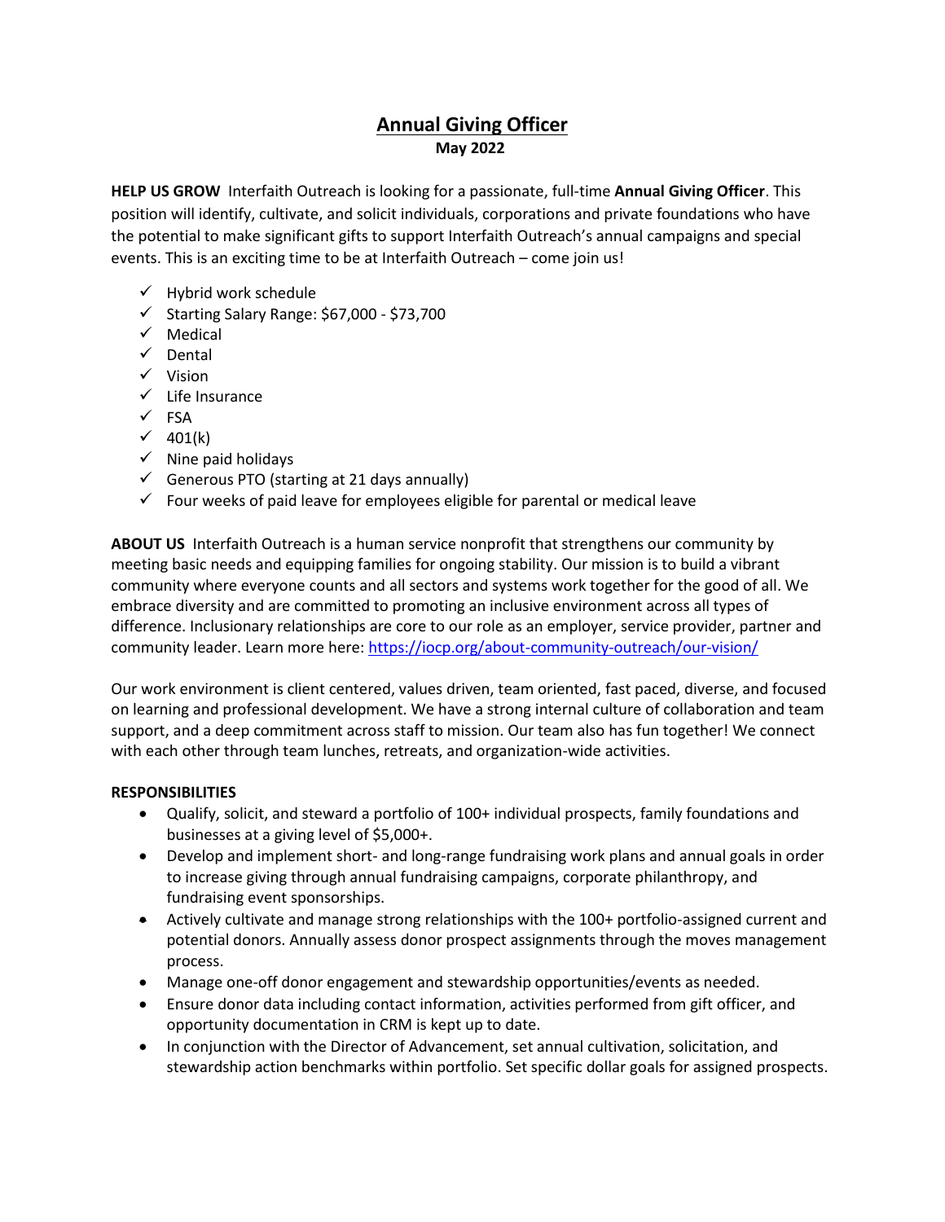# Annual Giving Officer

**May 2022**

**HELP US GROW** Interfaith Outreach is looking for a passionate, full-time **Annual Giving Officer**. This position will identify, cultivate, and solicit individuals, corporations and private foundations who have the potential to make significant gifts to support Interfaith Outreach's annual campaigns and special events. This is an exciting time to be at Interfaith Outreach – come join us!

- ✓ Hybrid work schedule
- ✓ Starting Salary Range: $67,000 - $73,700
- ✓ Medical
- ✓ Dental
- ✓ Vision
- ✓ Life Insurance
- ✓ FSA
- ✓ 401(k)
- ✓ Nine paid holidays
- ✓ Generous PTO (starting at 21 days annually)
- ✓ Four weeks of paid leave for employees eligible for parental or medical leave

**ABOUT US** Interfaith Outreach is a human service nonprofit that strengthens our community by meeting basic needs and equipping families for ongoing stability. Our mission is to build a vibrant community where everyone counts and all sectors and systems work together for the good of all. We embrace diversity and are committed to promoting an inclusive environment across all types of difference. Inclusionary relationships are core to our role as an employer, service provider, partner and community leader. Learn more here: [https://iocp.org/about-community-outreach/our-vision/](https://iocp.org/about-community-outreach/our-vision/)

Our work environment is client centered, values driven, team oriented, fast paced, diverse, and focused on learning and professional development. We have a strong internal culture of collaboration and team support, and a deep commitment across staff to mission. Our team also has fun together! We connect with each other through team lunches, retreats, and organization-wide activities.

**RESPONSIBILITIES**

- Qualify, solicit, and steward a portfolio of 100+ individual prospects, family foundations and businesses at a giving level of $5,000+.
- Develop and implement short- and long-range fundraising work plans and annual goals in order to increase giving through annual fundraising campaigns, corporate philanthropy, and fundraising event sponsorships.
- Actively cultivate and manage strong relationships with the 100+ portfolio-assigned current and potential donors. Annually assess donor prospect assignments through the moves management process.
- Manage one-off donor engagement and stewardship opportunities/events as needed.
- Ensure donor data including contact information, activities performed from gift officer, and opportunity documentation in CRM is kept up to date.
- In conjunction with the Director of Advancement, set annual cultivation, solicitation, and stewardship action benchmarks within portfolio. Set specific dollar goals for assigned prospects.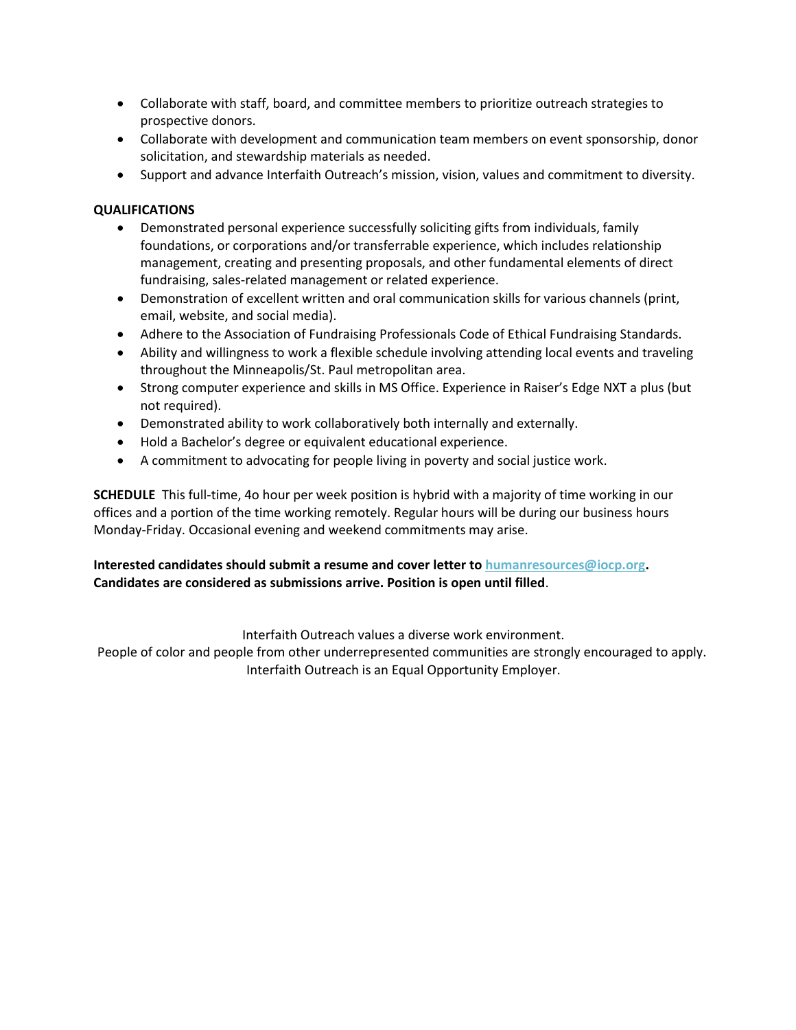- Collaborate with staff, board, and committee members to prioritize outreach strategies to prospective donors.
- Collaborate with development and communication team members on event sponsorship, donor solicitation, and stewardship materials as needed.
- Support and advance Interfaith Outreach's mission, vision, values and commitment to diversity.

**QUALIFICATIONS**

- Demonstrated personal experience successfully soliciting gifts from individuals, family foundations, or corporations and/or transferrable experience, which includes relationship management, creating and presenting proposals, and other fundamental elements of direct fundraising, sales-related management or related experience.
- Demonstration of excellent written and oral communication skills for various channels (print, email, website, and social media).
- Adhere to the Association of Fundraising Professionals Code of Ethical Fundraising Standards.
- Ability and willingness to work a flexible schedule involving attending local events and traveling throughout the Minneapolis/St. Paul metropolitan area.
- Strong computer experience and skills in MS Office. Experience in Raiser's Edge NXT a plus (but not required).
- Demonstrated ability to work collaboratively both internally and externally.
- Hold a Bachelor's degree or equivalent educational experience.
- A commitment to advocating for people living in poverty and social justice work.

**SCHEDULE** This full-time, 4o hour per week position is hybrid with a majority of time working in our offices and a portion of the time working remotely. Regular hours will be during our business hours Monday-Friday. Occasional evening and weekend commitments may arise.

**Interested candidates should submit a resume and cover letter to [humanresources@iocp.org](mailto:humanresources@iocp.org). Candidates are considered as submissions arrive. Position is open until filled**.

Interfaith Outreach values a diverse work environment.
People of color and people from other underrepresented communities are strongly encouraged to apply.
Interfaith Outreach is an Equal Opportunity Employer.